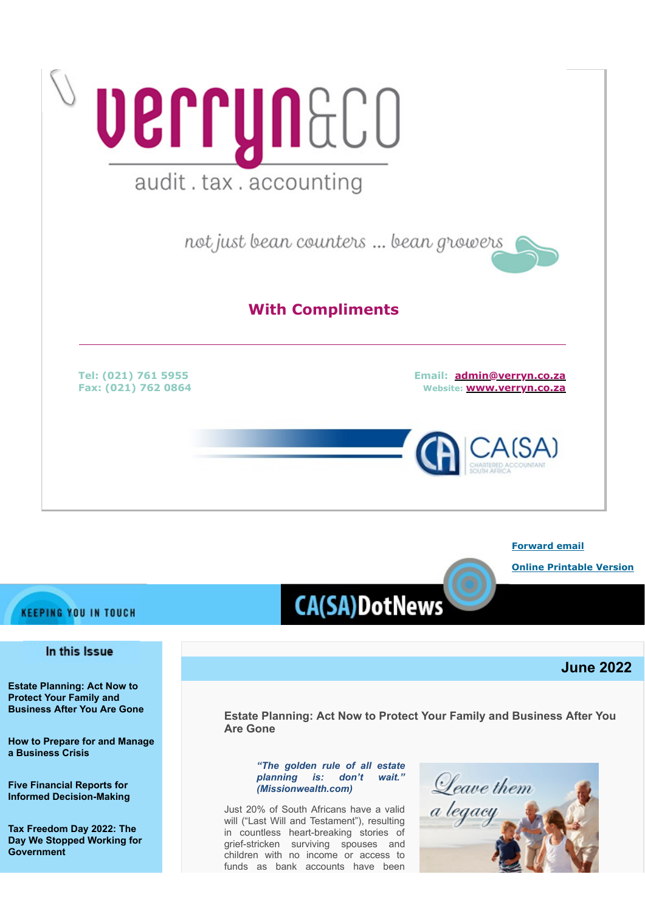verryn&CO

audit . tax . accounting

not just bean counters ... bean growers

**With Compliments**

---

Tel: (021) 761 5955
Fax: (021) 762 0864

Email: [admin@verryn.co.za](mailto:admin@verryn.co.za)
Website: [www.verryn.co.za](http://www.verryn.co.za)

CA(SA) CHARTERED ACCOUNTANT SOUTH AFRICA

[Forward email]

[Online Printable Version]

KEEPING YOU IN TOUCH

# CA(SA)DotNews

### In this Issue

**Estate Planning: Act Now to Protect Your Family and Business After You Are Gone**

**How to Prepare for and Manage a Business Crisis**

**Five Financial Reports for Informed Decision-Making**

**Tax Freedom Day 2022: The Day We Stopped Working for Government**

**June 2022**

## Estate Planning: Act Now to Protect Your Family and Business After You Are Gone

***"The golden rule of all estate planning is: don't wait." (Missionwealth.com)***

Leave them a legacy

Just 20% of South Africans have a valid will ("Last Will and Testament"), resulting in countless heart-breaking stories of grief-stricken surviving spouses and children with no income or access to funds as bank accounts have been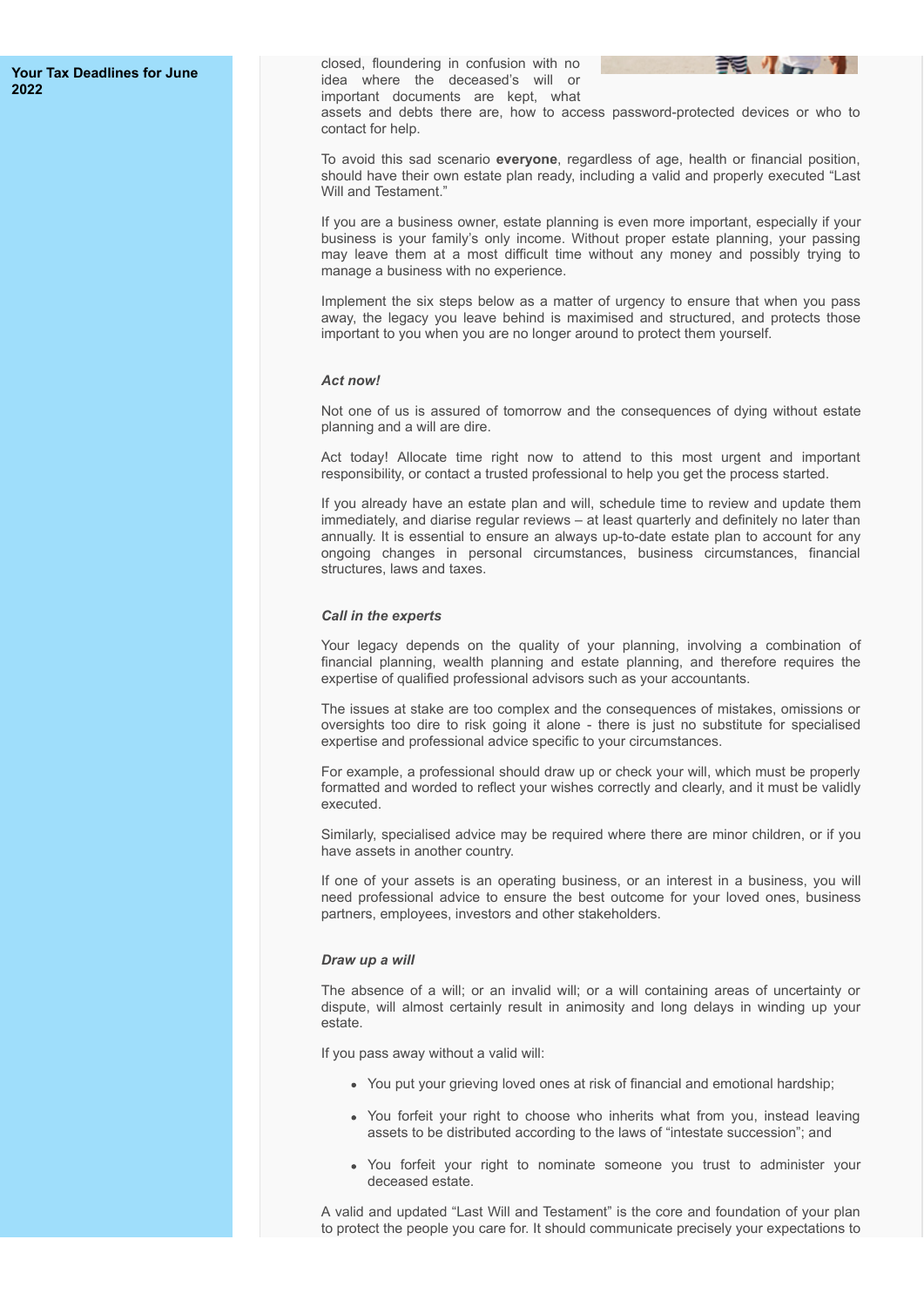**Your Tax Deadlines for June 2022**

closed, floundering in confusion with no idea where the deceased's will or important documents are kept, what assets and debts there are, how to access password-protected devices or who to contact for help.

To avoid this sad scenario **everyone**, regardless of age, health or financial position, should have their own estate plan ready, including a valid and properly executed "Last Will and Testament."

If you are a business owner, estate planning is even more important, especially if your business is your family's only income. Without proper estate planning, your passing may leave them at a most difficult time without any money and possibly trying to manage a business with no experience.

Implement the six steps below as a matter of urgency to ensure that when you pass away, the legacy you leave behind is maximised and structured, and protects those important to you when you are no longer around to protect them yourself.

***Act now!***

Not one of us is assured of tomorrow and the consequences of dying without estate planning and a will are dire.

Act today! Allocate time right now to attend to this most urgent and important responsibility, or contact a trusted professional to help you get the process started.

If you already have an estate plan and will, schedule time to review and update them immediately, and diarise regular reviews – at least quarterly and definitely no later than annually. It is essential to ensure an always up-to-date estate plan to account for any ongoing changes in personal circumstances, business circumstances, financial structures, laws and taxes.

***Call in the experts***

Your legacy depends on the quality of your planning, involving a combination of financial planning, wealth planning and estate planning, and therefore requires the expertise of qualified professional advisors such as your accountants.

The issues at stake are too complex and the consequences of mistakes, omissions or oversights too dire to risk going it alone - there is just no substitute for specialised expertise and professional advice specific to your circumstances.

For example, a professional should draw up or check your will, which must be properly formatted and worded to reflect your wishes correctly and clearly, and it must be validly executed.

Similarly, specialised advice may be required where there are minor children, or if you have assets in another country.

If one of your assets is an operating business, or an interest in a business, you will need professional advice to ensure the best outcome for your loved ones, business partners, employees, investors and other stakeholders.

***Draw up a will***

The absence of a will; or an invalid will; or a will containing areas of uncertainty or dispute, will almost certainly result in animosity and long delays in winding up your estate.

If you pass away without a valid will:

- You put your grieving loved ones at risk of financial and emotional hardship;
- You forfeit your right to choose who inherits what from you, instead leaving assets to be distributed according to the laws of "intestate succession"; and
- You forfeit your right to nominate someone you trust to administer your deceased estate.

A valid and updated "Last Will and Testament" is the core and foundation of your plan to protect the people you care for. It should communicate precisely your expectations to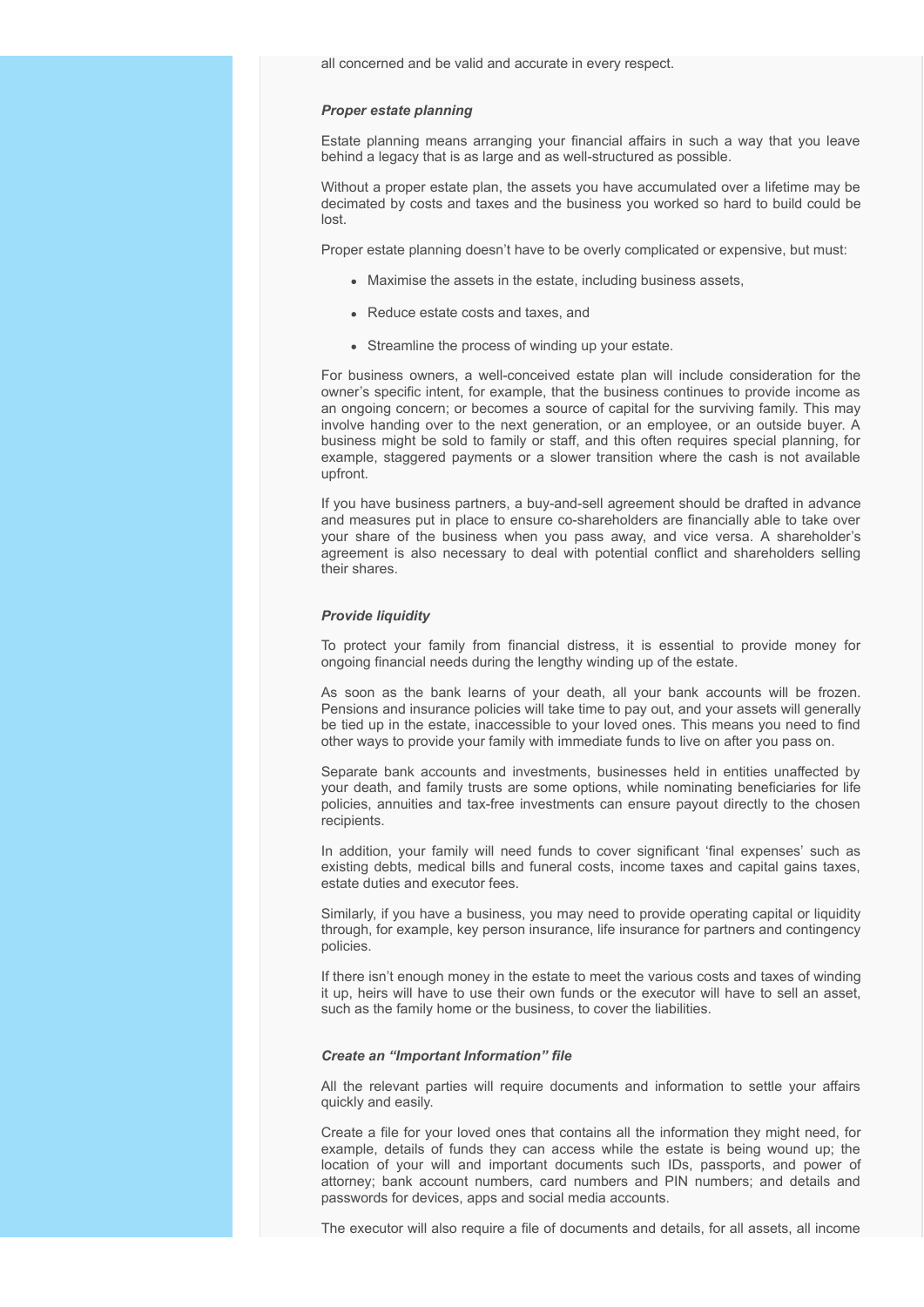all concerned and be valid and accurate in every respect.

***Proper estate planning***

Estate planning means arranging your financial affairs in such a way that you leave behind a legacy that is as large and as well-structured as possible.

Without a proper estate plan, the assets you have accumulated over a lifetime may be decimated by costs and taxes and the business you worked so hard to build could be lost.

Proper estate planning doesn't have to be overly complicated or expensive, but must:

- Maximise the assets in the estate, including business assets,
- Reduce estate costs and taxes, and
- Streamline the process of winding up your estate.

For business owners, a well-conceived estate plan will include consideration for the owner's specific intent, for example, that the business continues to provide income as an ongoing concern; or becomes a source of capital for the surviving family. This may involve handing over to the next generation, or an employee, or an outside buyer. A business might be sold to family or staff, and this often requires special planning, for example, staggered payments or a slower transition where the cash is not available upfront.

If you have business partners, a buy-and-sell agreement should be drafted in advance and measures put in place to ensure co-shareholders are financially able to take over your share of the business when you pass away, and vice versa. A shareholder's agreement is also necessary to deal with potential conflict and shareholders selling their shares.

***Provide liquidity***

To protect your family from financial distress, it is essential to provide money for ongoing financial needs during the lengthy winding up of the estate.

As soon as the bank learns of your death, all your bank accounts will be frozen. Pensions and insurance policies will take time to pay out, and your assets will generally be tied up in the estate, inaccessible to your loved ones. This means you need to find other ways to provide your family with immediate funds to live on after you pass on.

Separate bank accounts and investments, businesses held in entities unaffected by your death, and family trusts are some options, while nominating beneficiaries for life policies, annuities and tax-free investments can ensure payout directly to the chosen recipients.

In addition, your family will need funds to cover significant 'final expenses' such as existing debts, medical bills and funeral costs, income taxes and capital gains taxes, estate duties and executor fees.

Similarly, if you have a business, you may need to provide operating capital or liquidity through, for example, key person insurance, life insurance for partners and contingency policies.

If there isn't enough money in the estate to meet the various costs and taxes of winding it up, heirs will have to use their own funds or the executor will have to sell an asset, such as the family home or the business, to cover the liabilities.

***Create an "Important Information" file***

All the relevant parties will require documents and information to settle your affairs quickly and easily.

Create a file for your loved ones that contains all the information they might need, for example, details of funds they can access while the estate is being wound up; the location of your will and important documents such IDs, passports, and power of attorney; bank account numbers, card numbers and PIN numbers; and details and passwords for devices, apps and social media accounts.

The executor will also require a file of documents and details, for all assets, all income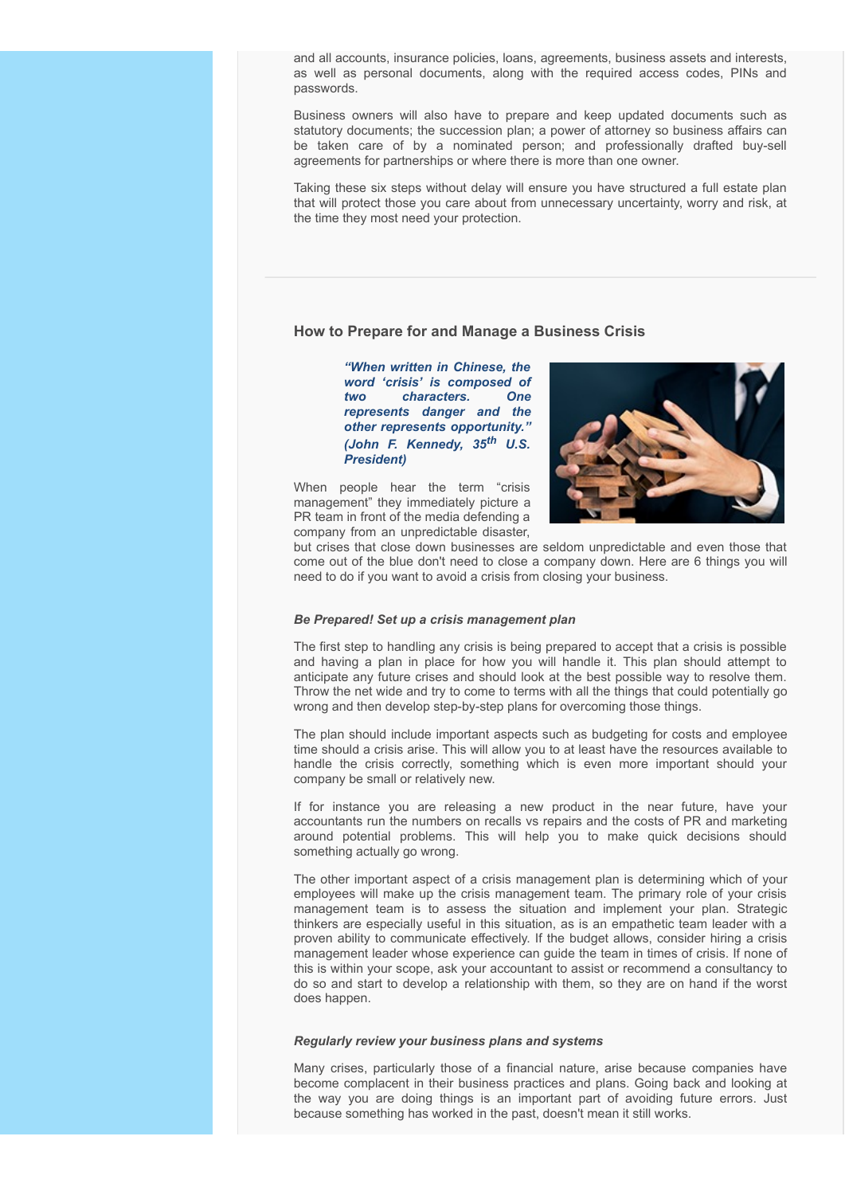and all accounts, insurance policies, loans, agreements, business assets and interests, as well as personal documents, along with the required access codes, PINs and passwords.

Business owners will also have to prepare and keep updated documents such as statutory documents; the succession plan; a power of attorney so business affairs can be taken care of by a nominated person; and professionally drafted buy-sell agreements for partnerships or where there is more than one owner.

Taking these six steps without delay will ensure you have structured a full estate plan that will protect those you care about from unnecessary uncertainty, worry and risk, at the time they most need your protection.

---

## How to Prepare for and Manage a Business Crisis

***"When written in Chinese, the word 'crisis' is composed of two characters. One represents danger and the other represents opportunity." (John F. Kennedy, 35th U.S. President)***

When people hear the term "crisis management" they immediately picture a PR team in front of the media defending a company from an unpredictable disaster, but crises that close down businesses are seldom unpredictable and even those that come out of the blue don't need to close a company down. Here are 6 things you will need to do if you want to avoid a crisis from closing your business.

### *Be Prepared! Set up a crisis management plan*

The first step to handling any crisis is being prepared to accept that a crisis is possible and having a plan in place for how you will handle it. This plan should attempt to anticipate any future crises and should look at the best possible way to resolve them. Throw the net wide and try to come to terms with all the things that could potentially go wrong and then develop step-by-step plans for overcoming those things.

The plan should include important aspects such as budgeting for costs and employee time should a crisis arise. This will allow you to at least have the resources available to handle the crisis correctly, something which is even more important should your company be small or relatively new.

If for instance you are releasing a new product in the near future, have your accountants run the numbers on recalls vs repairs and the costs of PR and marketing around potential problems. This will help you to make quick decisions should something actually go wrong.

The other important aspect of a crisis management plan is determining which of your employees will make up the crisis management team. The primary role of your crisis management team is to assess the situation and implement your plan. Strategic thinkers are especially useful in this situation, as is an empathetic team leader with a proven ability to communicate effectively. If the budget allows, consider hiring a crisis management leader whose experience can guide the team in times of crisis. If none of this is within your scope, ask your accountant to assist or recommend a consultancy to do so and start to develop a relationship with them, so they are on hand if the worst does happen.

### *Regularly review your business plans and systems*

Many crises, particularly those of a financial nature, arise because companies have become complacent in their business practices and plans. Going back and looking at the way you are doing things is an important part of avoiding future errors. Just because something has worked in the past, doesn't mean it still works.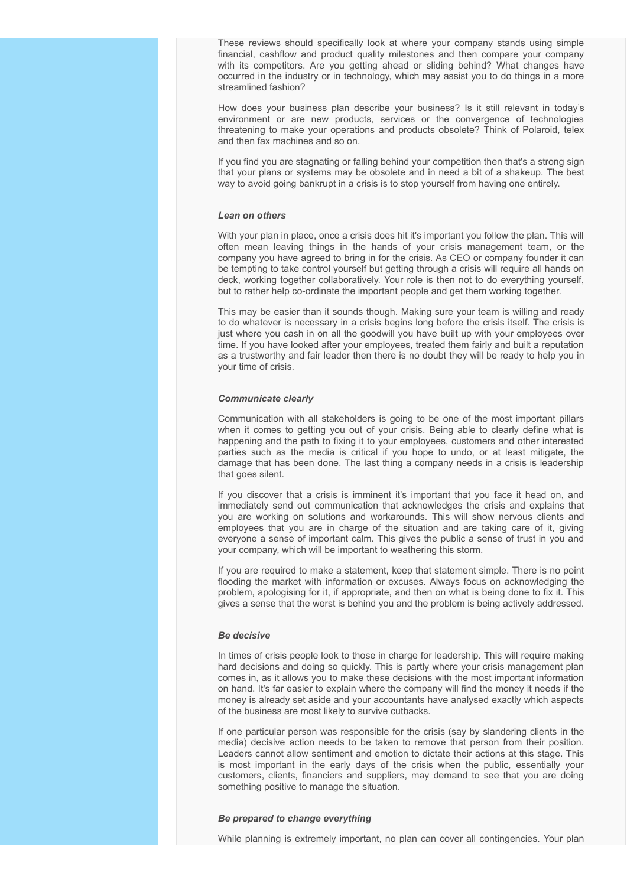These reviews should specifically look at where your company stands using simple financial, cashflow and product quality milestones and then compare your company with its competitors. Are you getting ahead or sliding behind? What changes have occurred in the industry or in technology, which may assist you to do things in a more streamlined fashion?

How does your business plan describe your business? Is it still relevant in today's environment or are new products, services or the convergence of technologies threatening to make your operations and products obsolete? Think of Polaroid, telex and then fax machines and so on.

If you find you are stagnating or falling behind your competition then that's a strong sign that your plans or systems may be obsolete and in need a bit of a shakeup. The best way to avoid going bankrupt in a crisis is to stop yourself from having one entirely.

***Lean on others***

With your plan in place, once a crisis does hit it's important you follow the plan. This will often mean leaving things in the hands of your crisis management team, or the company you have agreed to bring in for the crisis. As CEO or company founder it can be tempting to take control yourself but getting through a crisis will require all hands on deck, working together collaboratively. Your role is then not to do everything yourself, but to rather help co-ordinate the important people and get them working together.

This may be easier than it sounds though. Making sure your team is willing and ready to do whatever is necessary in a crisis begins long before the crisis itself. The crisis is just where you cash in on all the goodwill you have built up with your employees over time. If you have looked after your employees, treated them fairly and built a reputation as a trustworthy and fair leader then there is no doubt they will be ready to help you in your time of crisis.

***Communicate clearly***

Communication with all stakeholders is going to be one of the most important pillars when it comes to getting you out of your crisis. Being able to clearly define what is happening and the path to fixing it to your employees, customers and other interested parties such as the media is critical if you hope to undo, or at least mitigate, the damage that has been done. The last thing a company needs in a crisis is leadership that goes silent.

If you discover that a crisis is imminent it's important that you face it head on, and immediately send out communication that acknowledges the crisis and explains that you are working on solutions and workarounds. This will show nervous clients and employees that you are in charge of the situation and are taking care of it, giving everyone a sense of important calm. This gives the public a sense of trust in you and your company, which will be important to weathering this storm.

If you are required to make a statement, keep that statement simple. There is no point flooding the market with information or excuses. Always focus on acknowledging the problem, apologising for it, if appropriate, and then on what is being done to fix it. This gives a sense that the worst is behind you and the problem is being actively addressed.

***Be decisive***

In times of crisis people look to those in charge for leadership. This will require making hard decisions and doing so quickly. This is partly where your crisis management plan comes in, as it allows you to make these decisions with the most important information on hand. It's far easier to explain where the company will find the money it needs if the money is already set aside and your accountants have analysed exactly which aspects of the business are most likely to survive cutbacks.

If one particular person was responsible for the crisis (say by slandering clients in the media) decisive action needs to be taken to remove that person from their position. Leaders cannot allow sentiment and emotion to dictate their actions at this stage. This is most important in the early days of the crisis when the public, essentially your customers, clients, financiers and suppliers, may demand to see that you are doing something positive to manage the situation.

***Be prepared to change everything***

While planning is extremely important, no plan can cover all contingencies. Your plan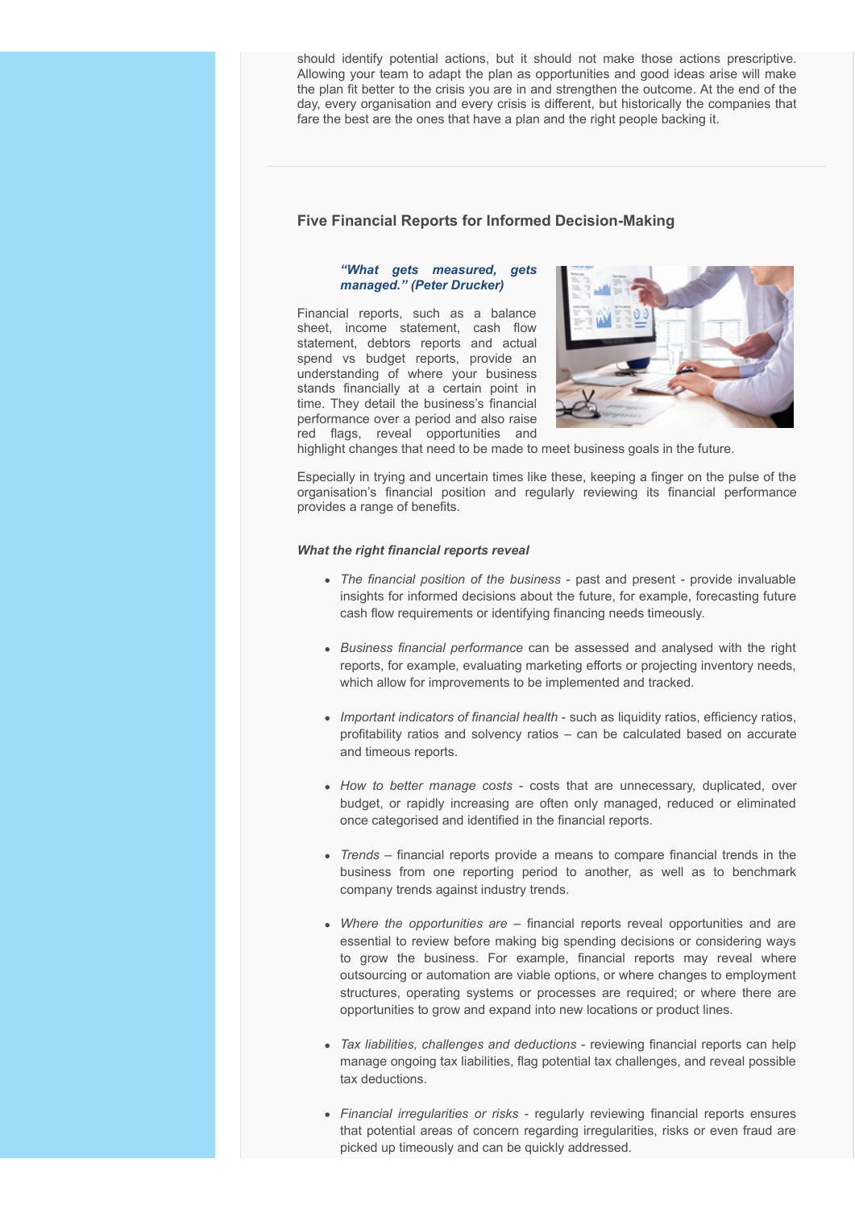should identify potential actions, but it should not make those actions prescriptive. Allowing your team to adapt the plan as opportunities and good ideas arise will make the plan fit better to the crisis you are in and strengthen the outcome. At the end of the day, every organisation and every crisis is different, but historically the companies that fare the best are the ones that have a plan and the right people backing it.

---

### Five Financial Reports for Informed Decision-Making

> ***"What gets measured, gets managed." (Peter Drucker)***

Financial reports, such as a balance sheet, income statement, cash flow statement, debtors reports and actual spend vs budget reports, provide an understanding of where your business stands financially at a certain point in time. They detail the business's financial performance over a period and also raise red flags, reveal opportunities and highlight changes that need to be made to meet business goals in the future.

Especially in trying and uncertain times like these, keeping a finger on the pulse of the organisation's financial position and regularly reviewing its financial performance provides a range of benefits.

***What the right financial reports reveal***

- *The financial position of the business* - past and present - provide invaluable insights for informed decisions about the future, for example, forecasting future cash flow requirements or identifying financing needs timeously.
- *Business financial performance* can be assessed and analysed with the right reports, for example, evaluating marketing efforts or projecting inventory needs, which allow for improvements to be implemented and tracked.
- *Important indicators of financial health* - such as liquidity ratios, efficiency ratios, profitability ratios and solvency ratios – can be calculated based on accurate and timeous reports.
- *How to better manage costs* - costs that are unnecessary, duplicated, over budget, or rapidly increasing are often only managed, reduced or eliminated once categorised and identified in the financial reports.
- *Trends* – financial reports provide a means to compare financial trends in the business from one reporting period to another, as well as to benchmark company trends against industry trends.
- *Where the opportunities are* – financial reports reveal opportunities and are essential to review before making big spending decisions or considering ways to grow the business. For example, financial reports may reveal where outsourcing or automation are viable options, or where changes to employment structures, operating systems or processes are required; or where there are opportunities to grow and expand into new locations or product lines.
- *Tax liabilities, challenges and deductions* - reviewing financial reports can help manage ongoing tax liabilities, flag potential tax challenges, and reveal possible tax deductions.
- *Financial irregularities or risks* - regularly reviewing financial reports ensures that potential areas of concern regarding irregularities, risks or even fraud are picked up timeously and can be quickly addressed.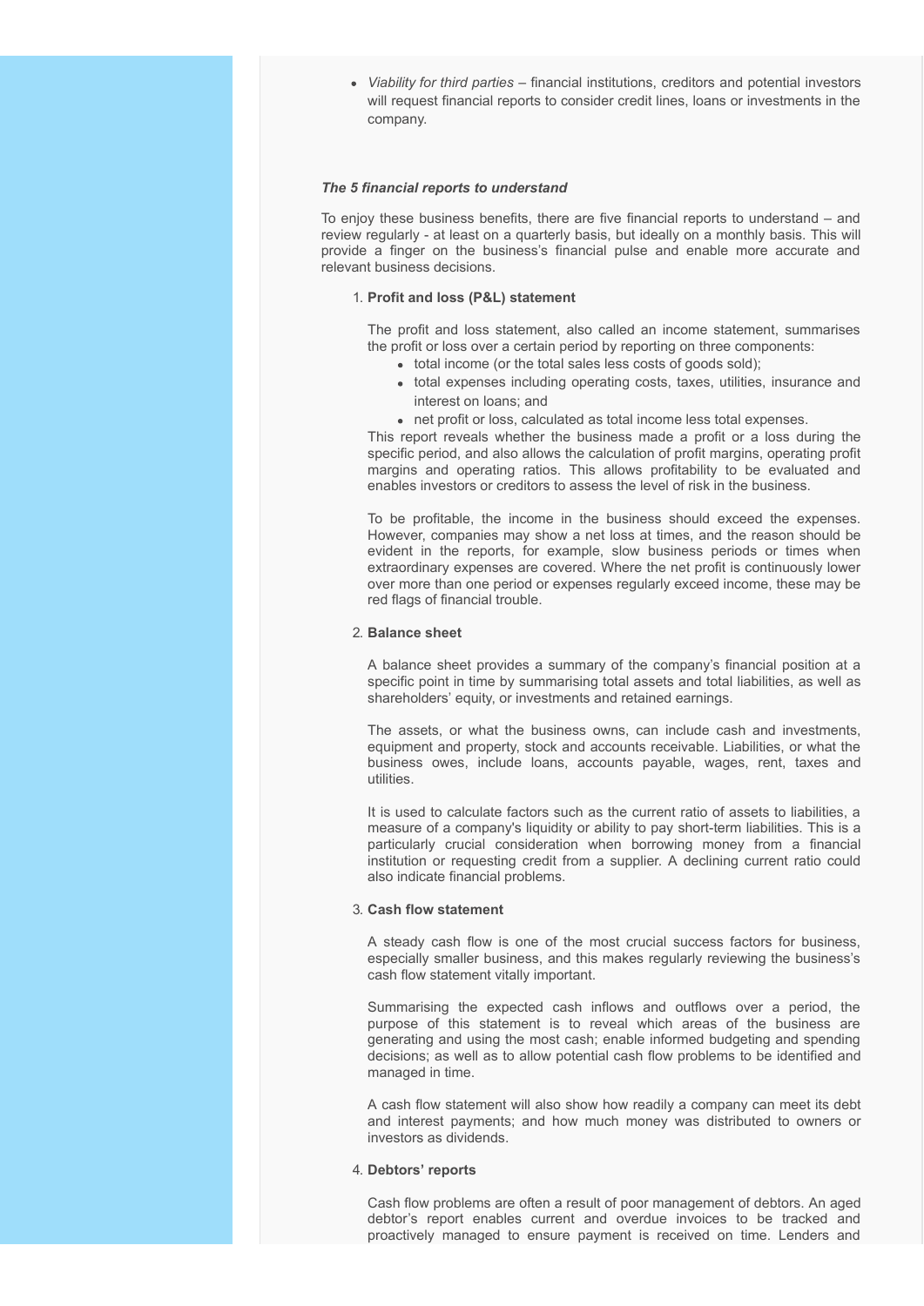- *Viability for third parties* – financial institutions, creditors and potential investors will request financial reports to consider credit lines, loans or investments in the company.

***The 5 financial reports to understand***

To enjoy these business benefits, there are five financial reports to understand – and review regularly - at least on a quarterly basis, but ideally on a monthly basis. This will provide a finger on the business's financial pulse and enable more accurate and relevant business decisions.

1. **Profit and loss (P&L) statement**

   The profit and loss statement, also called an income statement, summarises the profit or loss over a certain period by reporting on three components:
   - total income (or the total sales less costs of goods sold);
   - total expenses including operating costs, taxes, utilities, insurance and interest on loans; and
   - net profit or loss, calculated as total income less total expenses.

   This report reveals whether the business made a profit or a loss during the specific period, and also allows the calculation of profit margins, operating profit margins and operating ratios. This allows profitability to be evaluated and enables investors or creditors to assess the level of risk in the business.

   To be profitable, the income in the business should exceed the expenses. However, companies may show a net loss at times, and the reason should be evident in the reports, for example, slow business periods or times when extraordinary expenses are covered. Where the net profit is continuously lower over more than one period or expenses regularly exceed income, these may be red flags of financial trouble.

2. **Balance sheet**

   A balance sheet provides a summary of the company's financial position at a specific point in time by summarising total assets and total liabilities, as well as shareholders' equity, or investments and retained earnings.

   The assets, or what the business owns, can include cash and investments, equipment and property, stock and accounts receivable. Liabilities, or what the business owes, include loans, accounts payable, wages, rent, taxes and utilities.

   It is used to calculate factors such as the current ratio of assets to liabilities, a measure of a company's liquidity or ability to pay short-term liabilities. This is a particularly crucial consideration when borrowing money from a financial institution or requesting credit from a supplier. A declining current ratio could also indicate financial problems.

3. **Cash flow statement**

   A steady cash flow is one of the most crucial success factors for business, especially smaller business, and this makes regularly reviewing the business's cash flow statement vitally important.

   Summarising the expected cash inflows and outflows over a period, the purpose of this statement is to reveal which areas of the business are generating and using the most cash; enable informed budgeting and spending decisions; as well as to allow potential cash flow problems to be identified and managed in time.

   A cash flow statement will also show how readily a company can meet its debt and interest payments; and how much money was distributed to owners or investors as dividends.

4. **Debtors' reports**

   Cash flow problems are often a result of poor management of debtors. An aged debtor's report enables current and overdue invoices to be tracked and proactively managed to ensure payment is received on time. Lenders and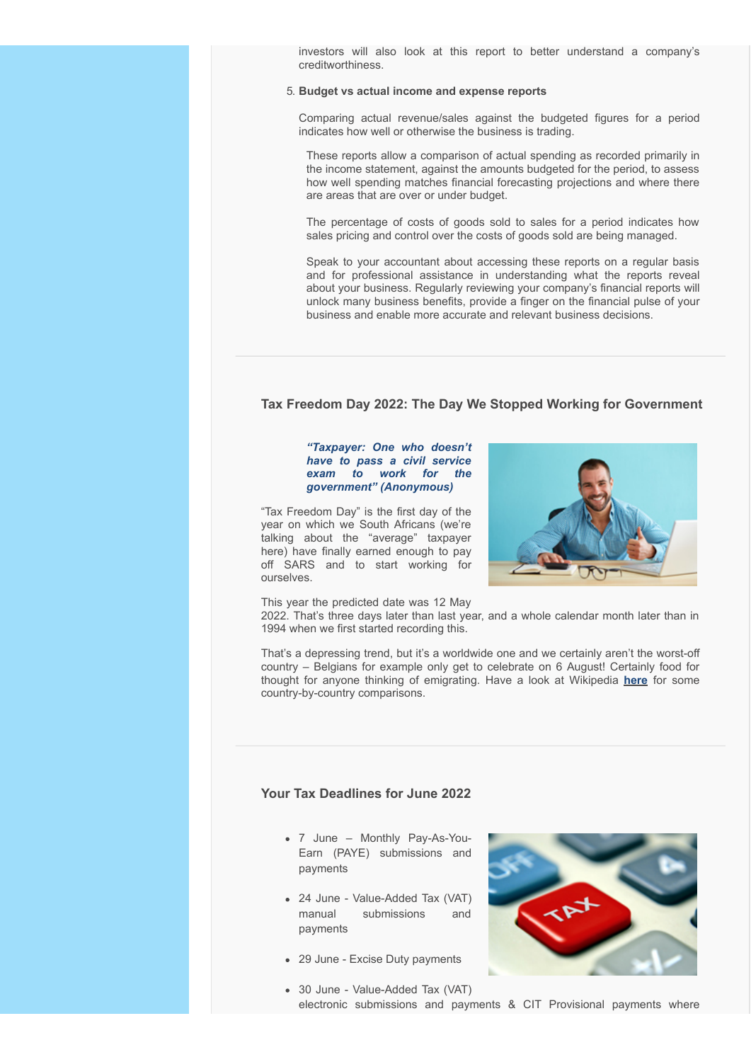investors will also look at this report to better understand a company's creditworthiness.

5. **Budget vs actual income and expense reports**

   Comparing actual revenue/sales against the budgeted figures for a period indicates how well or otherwise the business is trading.

   These reports allow a comparison of actual spending as recorded primarily in the income statement, against the amounts budgeted for the period, to assess how well spending matches financial forecasting projections and where there are areas that are over or under budget.

   The percentage of costs of goods sold to sales for a period indicates how sales pricing and control over the costs of goods sold are being managed.

   Speak to your accountant about accessing these reports on a regular basis and for professional assistance in understanding what the reports reveal about your business. Regularly reviewing your company's financial reports will unlock many business benefits, provide a finger on the financial pulse of your business and enable more accurate and relevant business decisions.

---

### Tax Freedom Day 2022: The Day We Stopped Working for Government

***"Taxpayer: One who doesn't have to pass a civil service exam to work for the government" (Anonymous)***

"Tax Freedom Day" is the first day of the year on which we South Africans (we're talking about the "average" taxpayer here) have finally earned enough to pay off SARS and to start working for ourselves.

This year the predicted date was 12 May 2022. That's three days later than last year, and a whole calendar month later than in 1994 when we first started recording this.

That's a depressing trend, but it's a worldwide one and we certainly aren't the worst-off country – Belgians for example only get to celebrate on 6 August! Certainly food for thought for anyone thinking of emigrating. Have a look at Wikipedia **here** for some country-by-country comparisons.

---

### Your Tax Deadlines for June 2022

- 7 June – Monthly Pay-As-You-Earn (PAYE) submissions and payments
- 24 June - Value-Added Tax (VAT) manual submissions and payments
- 29 June - Excise Duty payments
- 30 June - Value-Added Tax (VAT) electronic submissions and payments & CIT Provisional payments where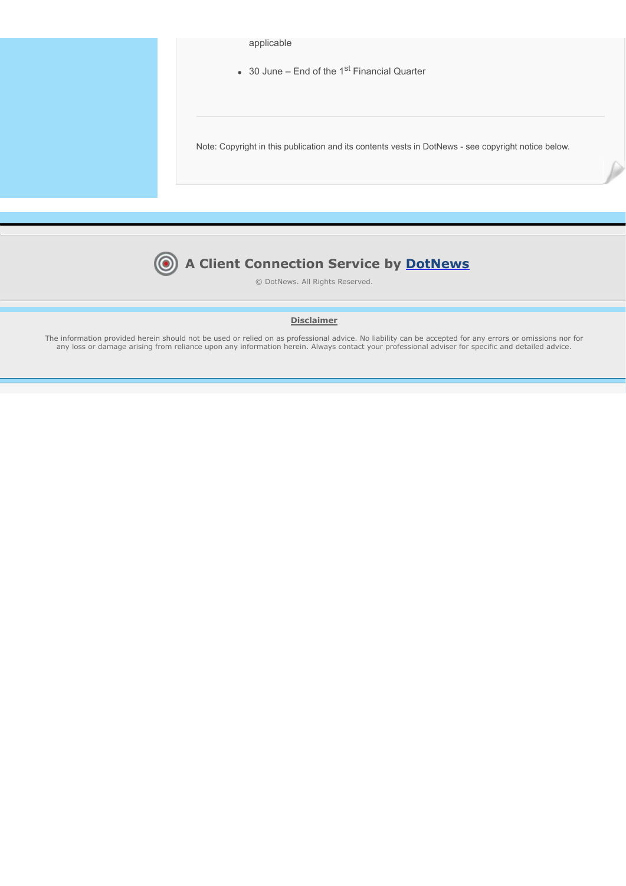applicable

- 30 June – End of the 1st Financial Quarter

---

Note: Copyright in this publication and its contents vests in DotNews - see copyright notice below.

**A Client Connection Service by DotNews**

© DotNews. All Rights Reserved.

**Disclaimer**

The information provided herein should not be used or relied on as professional advice. No liability can be accepted for any errors or omissions nor for any loss or damage arising from reliance upon any information herein. Always contact your professional adviser for specific and detailed advice.